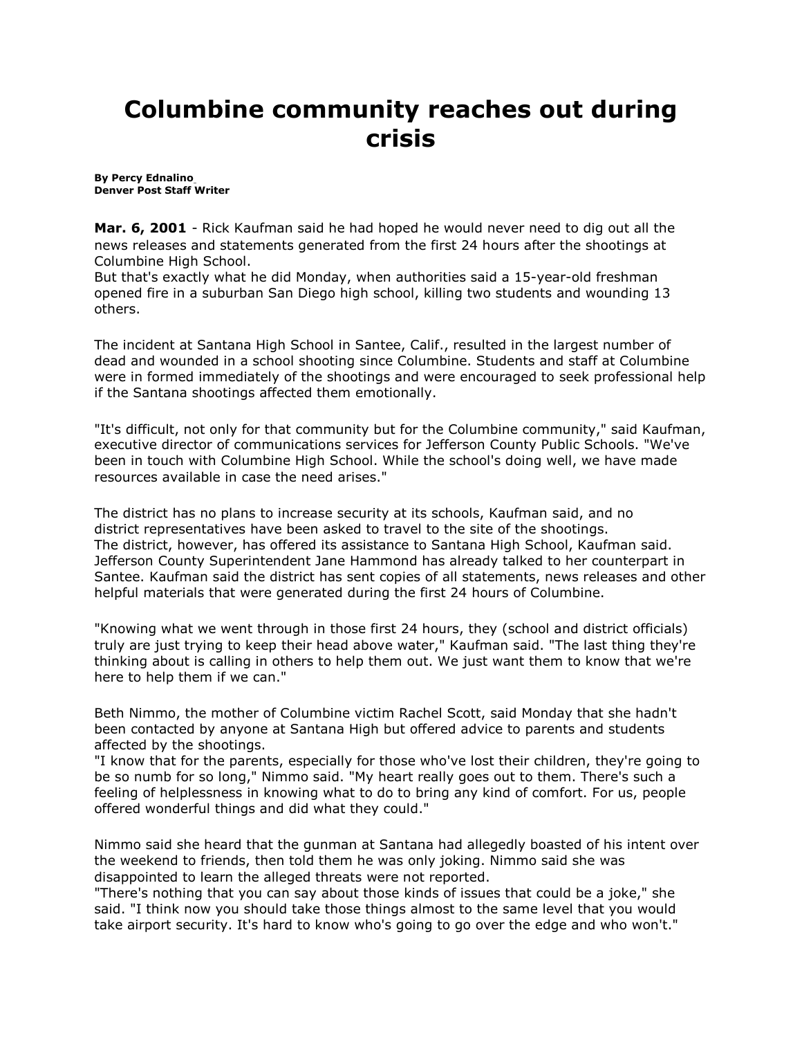# Columbine community reaches out during crisis

**By Percy Ednalino**
**Denver Post Staff Writer**

**Mar. 6, 2001** - Rick Kaufman said he had hoped he would never need to dig out all the news releases and statements generated from the first 24 hours after the shootings at Columbine High School.
But that's exactly what he did Monday, when authorities said a 15-year-old freshman opened fire in a suburban San Diego high school, killing two students and wounding 13 others.

The incident at Santana High School in Santee, Calif., resulted in the largest number of dead and wounded in a school shooting since Columbine. Students and staff at Columbine were in formed immediately of the shootings and were encouraged to seek professional help if the Santana shootings affected them emotionally.

"It's difficult, not only for that community but for the Columbine community," said Kaufman, executive director of communications services for Jefferson County Public Schools. "We've been in touch with Columbine High School. While the school's doing well, we have made resources available in case the need arises."

The district has no plans to increase security at its schools, Kaufman said, and no district representatives have been asked to travel to the site of the shootings.
The district, however, has offered its assistance to Santana High School, Kaufman said. Jefferson County Superintendent Jane Hammond has already talked to her counterpart in Santee. Kaufman said the district has sent copies of all statements, news releases and other helpful materials that were generated during the first 24 hours of Columbine.

"Knowing what we went through in those first 24 hours, they (school and district officials) truly are just trying to keep their head above water," Kaufman said. "The last thing they're thinking about is calling in others to help them out. We just want them to know that we're here to help them if we can."

Beth Nimmo, the mother of Columbine victim Rachel Scott, said Monday that she hadn't been contacted by anyone at Santana High but offered advice to parents and students affected by the shootings.
"I know that for the parents, especially for those who've lost their children, they're going to be so numb for so long," Nimmo said. "My heart really goes out to them. There's such a feeling of helplessness in knowing what to do to bring any kind of comfort. For us, people offered wonderful things and did what they could."

Nimmo said she heard that the gunman at Santana had allegedly boasted of his intent over the weekend to friends, then told them he was only joking. Nimmo said she was disappointed to learn the alleged threats were not reported.
"There's nothing that you can say about those kinds of issues that could be a joke," she said. "I think now you should take those things almost to the same level that you would take airport security. It's hard to know who's going to go over the edge and who won't."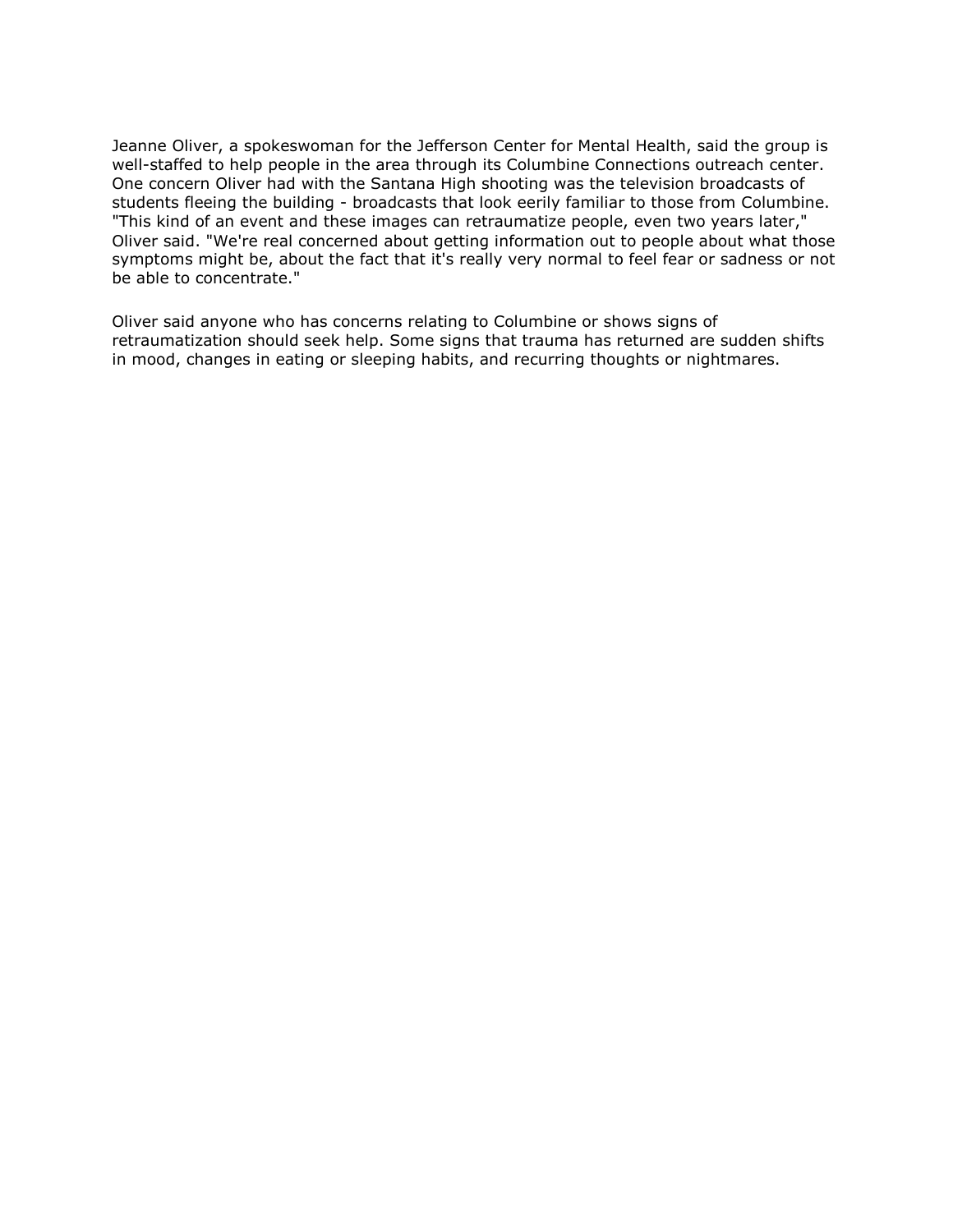Jeanne Oliver, a spokeswoman for the Jefferson Center for Mental Health, said the group is well-staffed to help people in the area through its Columbine Connections outreach center. One concern Oliver had with the Santana High shooting was the television broadcasts of students fleeing the building - broadcasts that look eerily familiar to those from Columbine. "This kind of an event and these images can retraumatize people, even two years later," Oliver said. "We're real concerned about getting information out to people about what those symptoms might be, about the fact that it's really very normal to feel fear or sadness or not be able to concentrate."

Oliver said anyone who has concerns relating to Columbine or shows signs of retraumatization should seek help. Some signs that trauma has returned are sudden shifts in mood, changes in eating or sleeping habits, and recurring thoughts or nightmares.